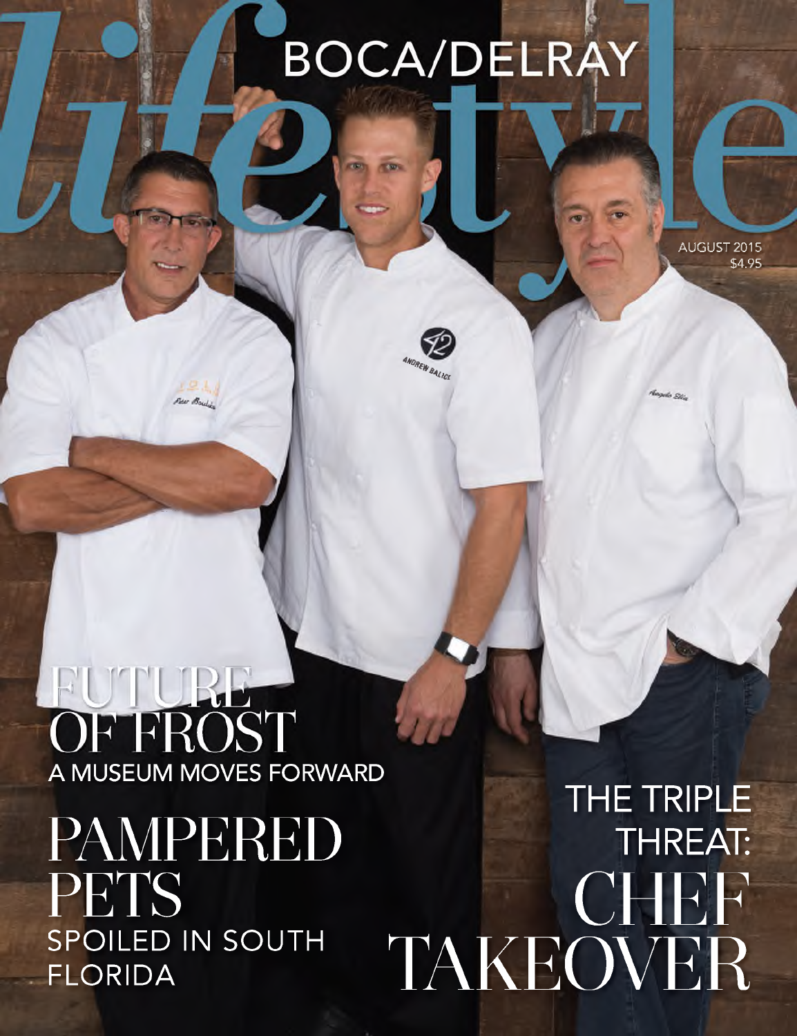# lifestyle

BOCA/DELRAY

AUGUST 2015
$4.95

## FUTURE OF FROST
A MUSEUM MOVES FORWARD

## PAMPERED PETS
SPOILED IN SOUTH FLORIDA

## THE TRIPLE THREAT: CHEF TAKEOVER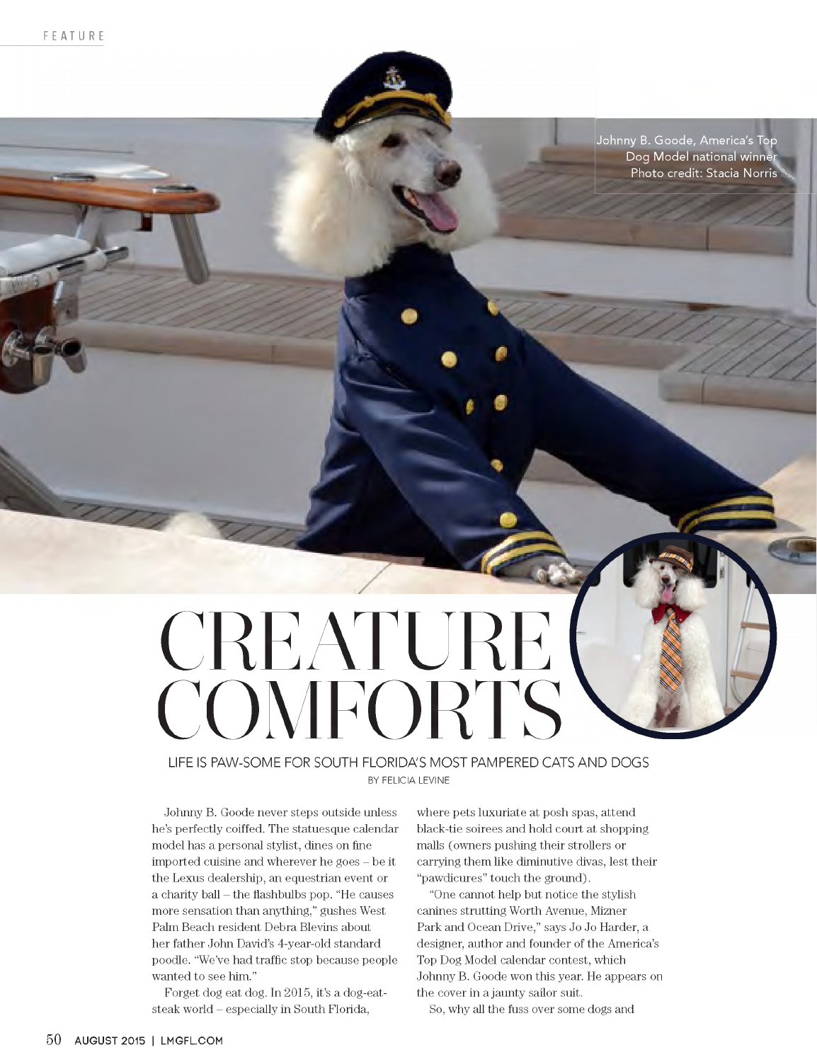Johnny B. Goode, America's Top Dog Model national winner
Photo credit: Stacia Norris

# CREATURE COMFORTS

## LIFE IS PAW-SOME FOR SOUTH FLORIDA'S MOST PAMPERED CATS AND DOGS

BY FELICIA LEVINE

Johnny B. Goode never steps outside unless he's perfectly coiffed. The statuesque calendar model has a personal stylist, dines on fine imported cuisine and wherever he goes – be it the Lexus dealership, an equestrian event or a charity ball – the flashbulbs pop. "He causes more sensation than anything," gushes West Palm Beach resident Debra Blevins about her father John David's 4-year-old standard poodle. "We've had traffic stop because people wanted to see him."

Forget dog eat dog. In 2015, it's a dog-eat-steak world – especially in South Florida, where pets luxuriate at posh spas, attend black-tie soirees and hold court at shopping malls (owners pushing their strollers or carrying them like diminutive divas, lest their "pawdicures" touch the ground).

"One cannot help but notice the stylish canines strutting Worth Avenue, Mizner Park and Ocean Drive," says Jo Jo Harder, a designer, author and founder of the America's Top Dog Model calendar contest, which Johnny B. Goode won this year. He appears on the cover in a jaunty sailor suit.

So, why all the fuss over some dogs and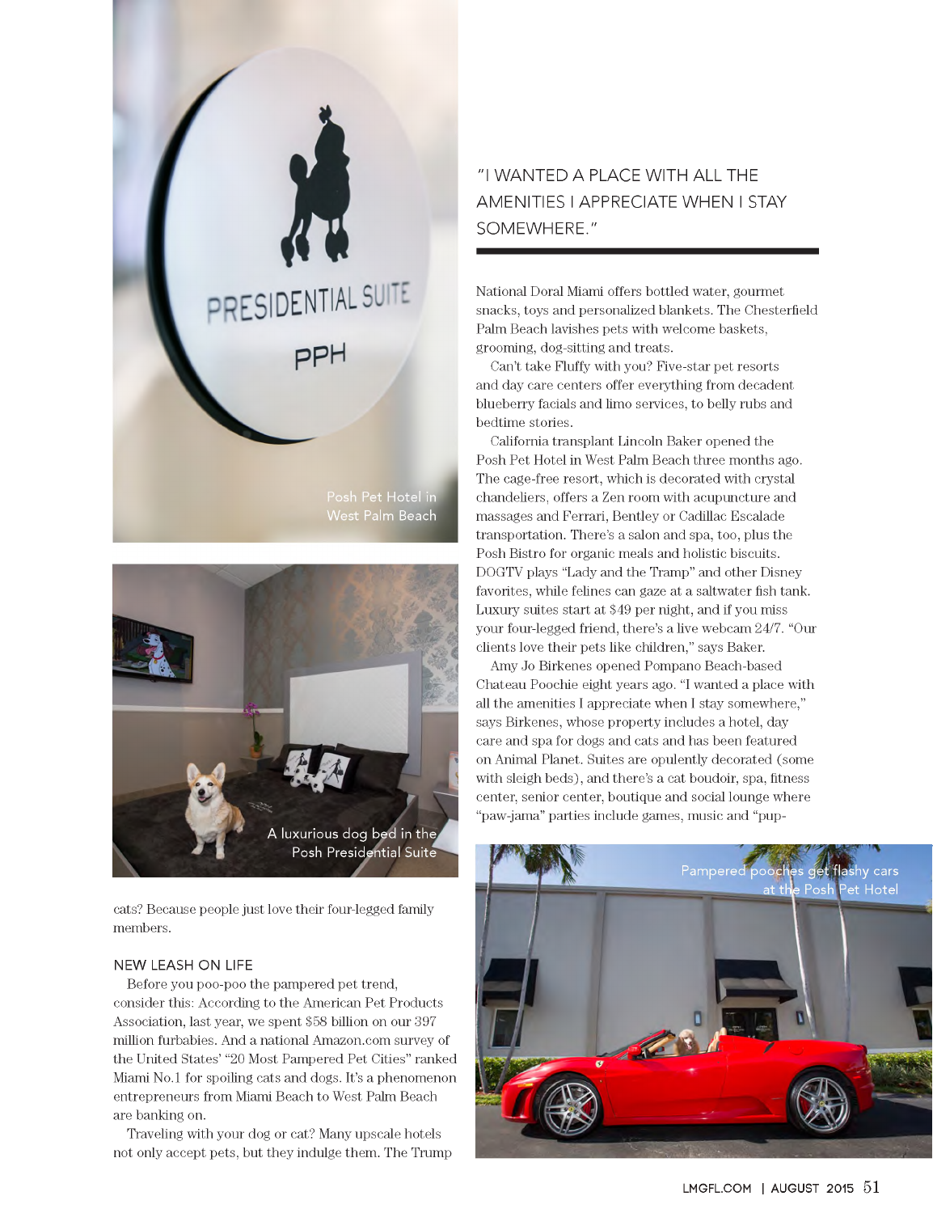cats? Because people just love their four-legged family members.

## NEW LEASH ON LIFE

Before you poo-poo the pampered pet trend, consider this: According to the American Pet Products Association, last year, we spent $58 billion on our 397 million furbabies. And a national Amazon.com survey of the United States' "20 Most Pampered Pet Cities" ranked Miami No.1 for spoiling cats and dogs. It's a phenomenon entrepreneurs from Miami Beach to West Palm Beach are banking on.

Traveling with your dog or cat? Many upscale hotels not only accept pets, but they indulge them. The Trump National Doral Miami offers bottled water, gourmet snacks, toys and personalized blankets. The Chesterfield Palm Beach lavishes pets with welcome baskets, grooming, dog-sitting and treats.

Can't take Fluffy with you? Five-star pet resorts and day care centers offer everything from decadent blueberry facials and limo services, to belly rubs and bedtime stories.

California transplant Lincoln Baker opened the Posh Pet Hotel in West Palm Beach three months ago. The cage-free resort, which is decorated with crystal chandeliers, offers a Zen room with acupuncture and massages and Ferrari, Bentley or Cadillac Escalade transportation. There's a salon and spa, too, plus the Posh Bistro for organic meals and holistic biscuits. DOGTV plays "Lady and the Tramp" and other Disney favorites, while felines can gaze at a saltwater fish tank. Luxury suites start at $49 per night, and if you miss your four-legged friend, there's a live webcam 24/7. "Our clients love their pets like children," says Baker.

> "I WANTED A PLACE WITH ALL THE AMENITIES I APPRECIATE WHEN I STAY SOMEWHERE."

Amy Jo Birkenes opened Pompano Beach-based Chateau Poochie eight years ago. "I wanted a place with all the amenities I appreciate when I stay somewhere," says Birkenes, whose property includes a hotel, day care and spa for dogs and cats and has been featured on Animal Planet. Suites are opulently decorated (some with sleigh beds), and there's a cat boudoir, spa, fitness center, senior center, boutique and social lounge where "paw-jama" parties include games, music and "pup-

Posh Pet Hotel in West Palm Beach

A luxurious dog bed in the Posh Presidential Suite

Pampered pooches get flashy cars at the Posh Pet Hotel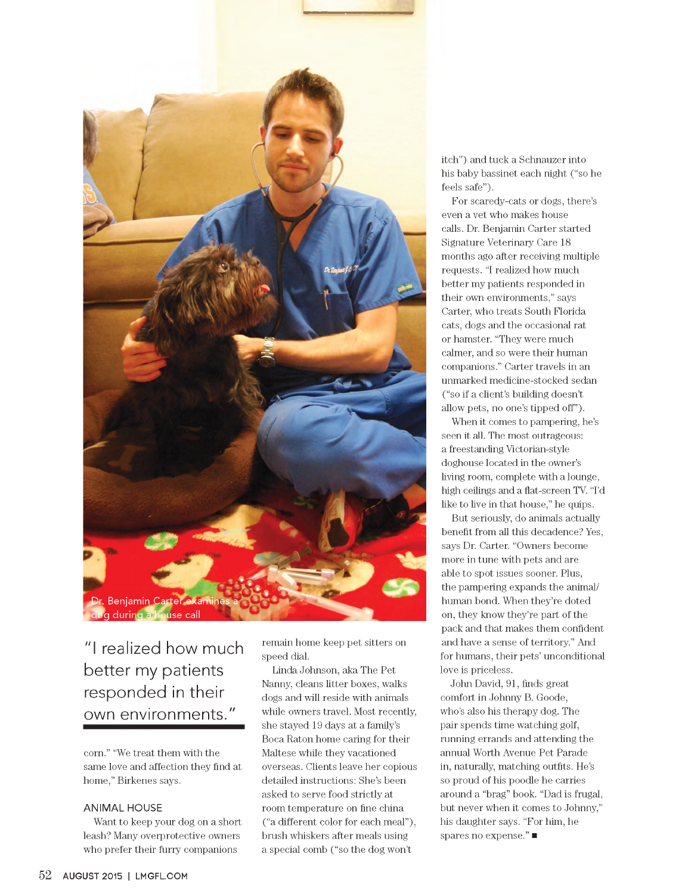Dr. Benjamin Carter examines a dog during a house call

> "I realized how much better my patients responded in their own environments."

corn." "We treat them with the same love and affection they find at home," Birkenes says.

## ANIMAL HOUSE

Want to keep your dog on a short leash? Many overprotective owners who prefer their furry companions remain home keep pet sitters on speed dial.

Linda Johnson, aka The Pet Nanny, cleans litter boxes, walks dogs and will reside with animals while owners travel. Most recently, she stayed 19 days at a family's Boca Raton home caring for their Maltese while they vacationed overseas. Clients leave her copious detailed instructions: She's been asked to serve food strictly at room temperature on fine china ("a different color for each meal"), brush whiskers after meals using a special comb ("so the dog won't itch") and tuck a Schnauzer into his baby bassinet each night ("so he feels safe").

For scaredy-cats or dogs, there's even a vet who makes house calls. Dr. Benjamin Carter started Signature Veterinary Care 18 months ago after receiving multiple requests. "I realized how much better my patients responded in their own environments," says Carter, who treats South Florida cats, dogs and the occasional rat or hamster. "They were much calmer, and so were their human companions." Carter travels in an unmarked medicine-stocked sedan ("so if a client's building doesn't allow pets, no one's tipped off").

When it comes to pampering, he's seen it all. The most outrageous: a freestanding Victorian-style doghouse located in the owner's living room, complete with a lounge, high ceilings and a flat-screen TV. "I'd like to live in that house," he quips.

But seriously, do animals actually benefit from all this decadence? Yes, says Dr. Carter. "Owners become more in tune with pets and are able to spot issues sooner. Plus, the pampering expands the animal/human bond. When they're doted on, they know they're part of the pack and that makes them confident and have a sense of territory." And for humans, their pets' unconditional love is priceless.

John David, 91, finds great comfort in Johnny B. Goode, who's also his therapy dog. The pair spends time watching golf, running errands and attending the annual Worth Avenue Pet Parade in, naturally, matching outfits. He's so proud of his poodle he carries around a "brag" book. "Dad is frugal, but never when it comes to Johnny," his daughter says. "For him, he spares no expense." ■